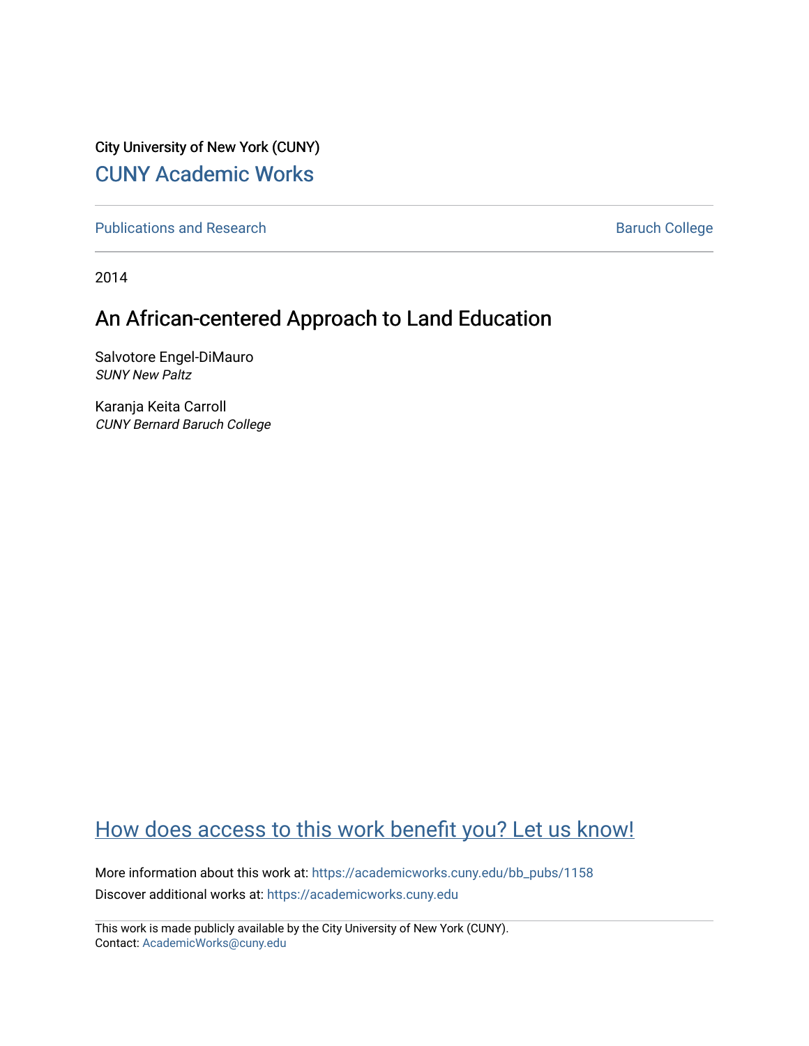City University of New York (CUNY)

CUNY Academic Works

Publications and Research

Baruch College

2014

# An African-centered Approach to Land Education

Salvotore Engel-DiMauro
*SUNY New Paltz*

Karanja Keita Carroll
*CUNY Bernard Baruch College*

How does access to this work benefit you? Let us know!

More information about this work at: https://academicworks.cuny.edu/bb_pubs/1158

Discover additional works at: https://academicworks.cuny.edu

This work is made publicly available by the City University of New York (CUNY).
Contact: AcademicWorks@cuny.edu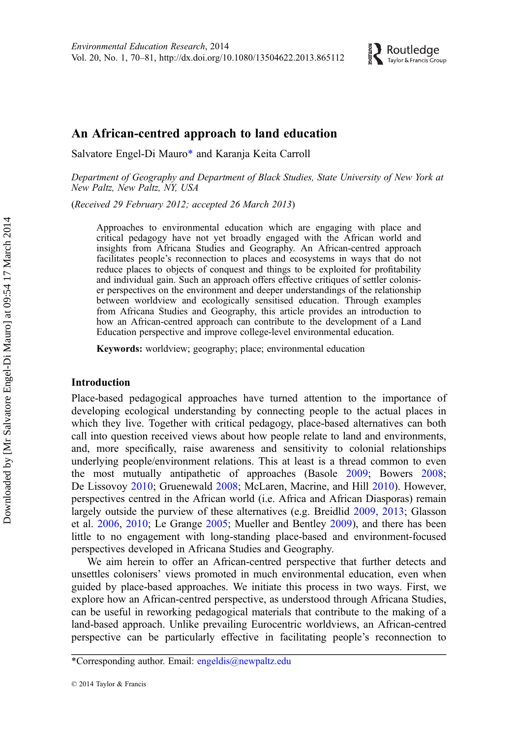# An African-centred approach to land education

Salvatore Engel-Di Mauro* and Karanja Keita Carroll

*Department of Geography and Department of Black Studies, State University of New York at New Paltz, New Paltz, NY, USA*

(*Received 29 February 2012; accepted 26 March 2013*)

> Approaches to environmental education which are engaging with place and critical pedagogy have not yet broadly engaged with the African world and insights from Africana Studies and Geography. An African-centred approach facilitates people's reconnection to places and ecosystems in ways that do not reduce places to objects of conquest and things to be exploited for profitability and individual gain. Such an approach offers effective critiques of settler coloniser perspectives on the environment and deeper understandings of the relationship between worldview and ecologically sensitised education. Through examples from Africana Studies and Geography, this article provides an introduction to how an African-centred approach can contribute to the development of a Land Education perspective and improve college-level environmental education.
>
> **Keywords:** worldview; geography; place; environmental education

## Introduction

Place-based pedagogical approaches have turned attention to the importance of developing ecological understanding by connecting people to the actual places in which they live. Together with critical pedagogy, place-based alternatives can both call into question received views about how people relate to land and environments, and, more specifically, raise awareness and sensitivity to colonial relationships underlying people/environment relations. This at least is a thread common to even the most mutually antipathetic of approaches (Basole 2009; Bowers 2008; De Lissovoy 2010; Gruenewald 2008; McLaren, Macrine, and Hill 2010). However, perspectives centred in the African world (i.e. Africa and African Diasporas) remain largely outside the purview of these alternatives (e.g. Breidlid 2009, 2013; Glasson et al. 2006, 2010; Le Grange 2005; Mueller and Bentley 2009), and there has been little to no engagement with long-standing place-based and environment-focused perspectives developed in Africana Studies and Geography.

We aim herein to offer an African-centred perspective that further detects and unsettles colonisers' views promoted in much environmental education, even when guided by place-based approaches. We initiate this process in two ways. First, we explore how an African-centred perspective, as understood through Africana Studies, can be useful in reworking pedagogical materials that contribute to the making of a land-based approach. Unlike prevailing Eurocentric worldviews, an African-centred perspective can be particularly effective in facilitating people's reconnection to

*Corresponding author. Email: engeldis@newpaltz.edu

© 2014 Taylor & Francis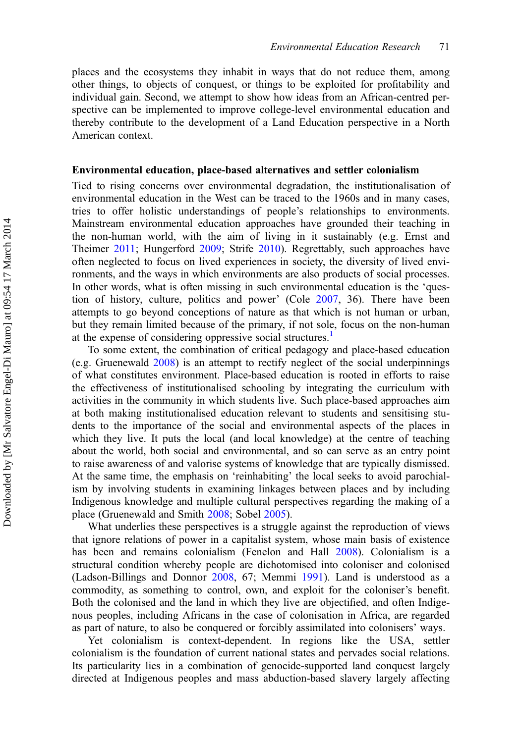places and the ecosystems they inhabit in ways that do not reduce them, among other things, to objects of conquest, or things to be exploited for profitability and individual gain. Second, we attempt to show how ideas from an African-centred perspective can be implemented to improve college-level environmental education and thereby contribute to the development of a Land Education perspective in a North American context.

## Environmental education, place-based alternatives and settler colonialism

Tied to rising concerns over environmental degradation, the institutionalisation of environmental education in the West can be traced to the 1960s and in many cases, tries to offer holistic understandings of people's relationships to environments. Mainstream environmental education approaches have grounded their teaching in the non-human world, with the aim of living in it sustainably (e.g. Ernst and Theimer 2011; Hungerford 2009; Strife 2010). Regrettably, such approaches have often neglected to focus on lived experiences in society, the diversity of lived environments, and the ways in which environments are also products of social processes. In other words, what is often missing in such environmental education is the 'question of history, culture, politics and power' (Cole 2007, 36). There have been attempts to go beyond conceptions of nature as that which is not human or urban, but they remain limited because of the primary, if not sole, focus on the non-human at the expense of considering oppressive social structures.[1]

To some extent, the combination of critical pedagogy and place-based education (e.g. Gruenewald 2008) is an attempt to rectify neglect of the social underpinnings of what constitutes environment. Place-based education is rooted in efforts to raise the effectiveness of institutionalised schooling by integrating the curriculum with activities in the community in which students live. Such place-based approaches aim at both making institutionalised education relevant to students and sensitising students to the importance of the social and environmental aspects of the places in which they live. It puts the local (and local knowledge) at the centre of teaching about the world, both social and environmental, and so can serve as an entry point to raise awareness of and valorise systems of knowledge that are typically dismissed. At the same time, the emphasis on 'reinhabiting' the local seeks to avoid parochialism by involving students in examining linkages between places and by including Indigenous knowledge and multiple cultural perspectives regarding the making of a place (Gruenewald and Smith 2008; Sobel 2005).

What underlies these perspectives is a struggle against the reproduction of views that ignore relations of power in a capitalist system, whose main basis of existence has been and remains colonialism (Fenelon and Hall 2008). Colonialism is a structural condition whereby people are dichotomised into coloniser and colonised (Ladson-Billings and Donnor 2008, 67; Memmi 1991). Land is understood as a commodity, as something to control, own, and exploit for the coloniser's benefit. Both the colonised and the land in which they live are objectified, and often Indigenous peoples, including Africans in the case of colonisation in Africa, are regarded as part of nature, to also be conquered or forcibly assimilated into colonisers' ways.

Yet colonialism is context-dependent. In regions like the USA, settler colonialism is the foundation of current national states and pervades social relations. Its particularity lies in a combination of genocide-supported land conquest largely directed at Indigenous peoples and mass abduction-based slavery largely affecting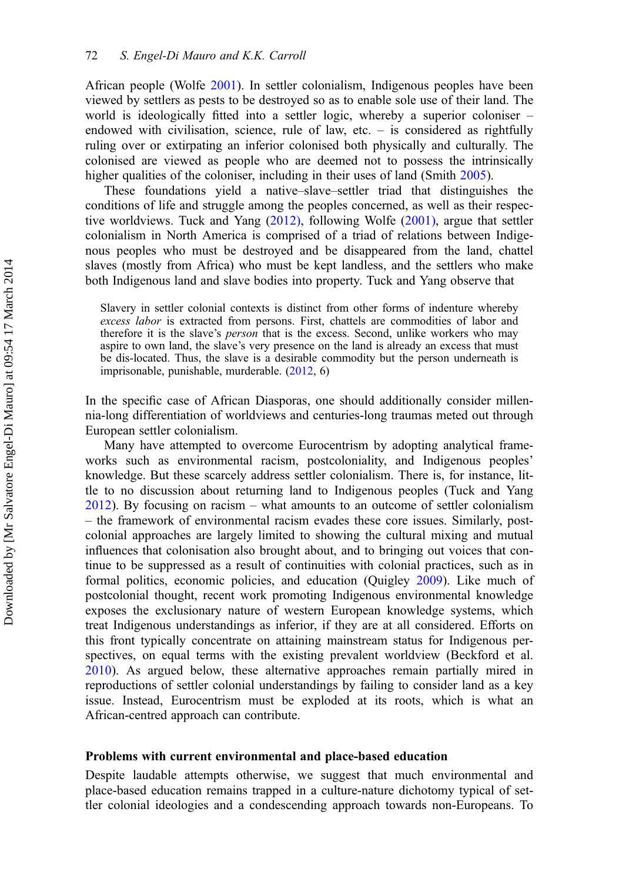African people (Wolfe 2001). In settler colonialism, Indigenous peoples have been viewed by settlers as pests to be destroyed so as to enable sole use of their land. The world is ideologically fitted into a settler logic, whereby a superior coloniser – endowed with civilisation, science, rule of law, etc. – is considered as rightfully ruling over or extirpating an inferior colonised both physically and culturally. The colonised are viewed as people who are deemed not to possess the intrinsically higher qualities of the coloniser, including in their uses of land (Smith 2005).

These foundations yield a native–slave–settler triad that distinguishes the conditions of life and struggle among the peoples concerned, as well as their respective worldviews. Tuck and Yang (2012), following Wolfe (2001), argue that settler colonialism in North America is comprised of a triad of relations between Indigenous peoples who must be destroyed and be disappeared from the land, chattel slaves (mostly from Africa) who must be kept landless, and the settlers who make both Indigenous land and slave bodies into property. Tuck and Yang observe that

> Slavery in settler colonial contexts is distinct from other forms of indenture whereby *excess labor* is extracted from persons. First, chattels are commodities of labor and therefore it is the slave's *person* that is the excess. Second, unlike workers who may aspire to own land, the slave's very presence on the land is already an excess that must be dis-located. Thus, the slave is a desirable commodity but the person underneath is imprisonable, punishable, murderable. (2012, 6)

In the specific case of African Diasporas, one should additionally consider millennia-long differentiation of worldviews and centuries-long traumas meted out through European settler colonialism.

Many have attempted to overcome Eurocentrism by adopting analytical frameworks such as environmental racism, postcoloniality, and Indigenous peoples' knowledge. But these scarcely address settler colonialism. There is, for instance, little to no discussion about returning land to Indigenous peoples (Tuck and Yang 2012). By focusing on racism – what amounts to an outcome of settler colonialism – the framework of environmental racism evades these core issues. Similarly, postcolonial approaches are largely limited to showing the cultural mixing and mutual influences that colonisation also brought about, and to bringing out voices that continue to be suppressed as a result of continuities with colonial practices, such as in formal politics, economic policies, and education (Quigley 2009). Like much of postcolonial thought, recent work promoting Indigenous environmental knowledge exposes the exclusionary nature of western European knowledge systems, which treat Indigenous understandings as inferior, if they are at all considered. Efforts on this front typically concentrate on attaining mainstream status for Indigenous perspectives, on equal terms with the existing prevalent worldview (Beckford et al. 2010). As argued below, these alternative approaches remain partially mired in reproductions of settler colonial understandings by failing to consider land as a key issue. Instead, Eurocentrism must be exploded at its roots, which is what an African-centred approach can contribute.

## Problems with current environmental and place-based education

Despite laudable attempts otherwise, we suggest that much environmental and place-based education remains trapped in a culture-nature dichotomy typical of settler colonial ideologies and a condescending approach towards non-Europeans. To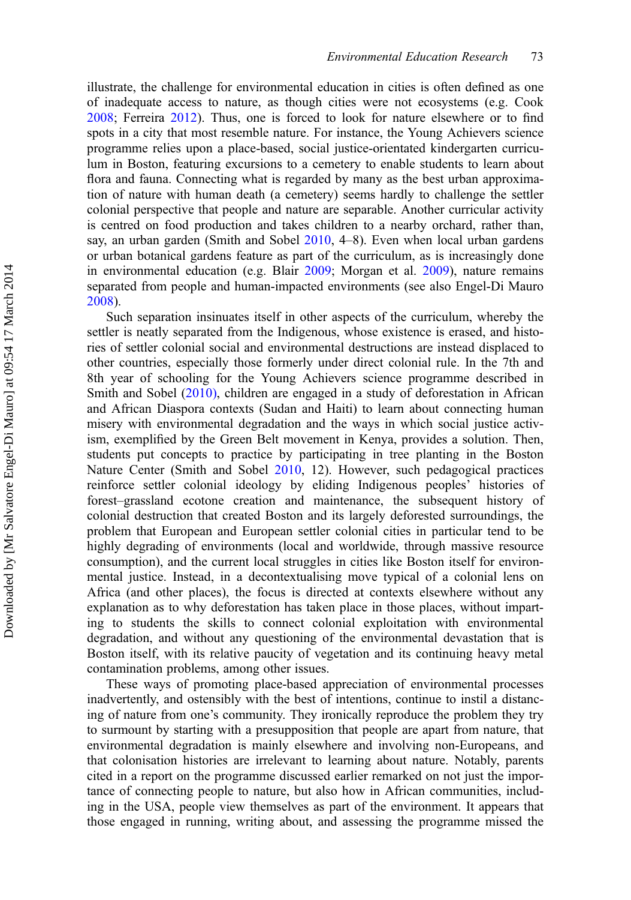illustrate, the challenge for environmental education in cities is often defined as one of inadequate access to nature, as though cities were not ecosystems (e.g. Cook 2008; Ferreira 2012). Thus, one is forced to look for nature elsewhere or to find spots in a city that most resemble nature. For instance, the Young Achievers science programme relies upon a place-based, social justice-orientated kindergarten curriculum in Boston, featuring excursions to a cemetery to enable students to learn about flora and fauna. Connecting what is regarded by many as the best urban approximation of nature with human death (a cemetery) seems hardly to challenge the settler colonial perspective that people and nature are separable. Another curricular activity is centred on food production and takes children to a nearby orchard, rather than, say, an urban garden (Smith and Sobel 2010, 4–8). Even when local urban gardens or urban botanical gardens feature as part of the curriculum, as is increasingly done in environmental education (e.g. Blair 2009; Morgan et al. 2009), nature remains separated from people and human-impacted environments (see also Engel-Di Mauro 2008).

Such separation insinuates itself in other aspects of the curriculum, whereby the settler is neatly separated from the Indigenous, whose existence is erased, and histories of settler colonial social and environmental destructions are instead displaced to other countries, especially those formerly under direct colonial rule. In the 7th and 8th year of schooling for the Young Achievers science programme described in Smith and Sobel (2010), children are engaged in a study of deforestation in African and African Diaspora contexts (Sudan and Haiti) to learn about connecting human misery with environmental degradation and the ways in which social justice activism, exemplified by the Green Belt movement in Kenya, provides a solution. Then, students put concepts to practice by participating in tree planting in the Boston Nature Center (Smith and Sobel 2010, 12). However, such pedagogical practices reinforce settler colonial ideology by eliding Indigenous peoples' histories of forest–grassland ecotone creation and maintenance, the subsequent history of colonial destruction that created Boston and its largely deforested surroundings, the problem that European and European settler colonial cities in particular tend to be highly degrading of environments (local and worldwide, through massive resource consumption), and the current local struggles in cities like Boston itself for environmental justice. Instead, in a decontextualising move typical of a colonial lens on Africa (and other places), the focus is directed at contexts elsewhere without any explanation as to why deforestation has taken place in those places, without imparting to students the skills to connect colonial exploitation with environmental degradation, and without any questioning of the environmental devastation that is Boston itself, with its relative paucity of vegetation and its continuing heavy metal contamination problems, among other issues.

These ways of promoting place-based appreciation of environmental processes inadvertently, and ostensibly with the best of intentions, continue to instil a distancing of nature from one's community. They ironically reproduce the problem they try to surmount by starting with a presupposition that people are apart from nature, that environmental degradation is mainly elsewhere and involving non-Europeans, and that colonisation histories are irrelevant to learning about nature. Notably, parents cited in a report on the programme discussed earlier remarked on not just the importance of connecting people to nature, but also how in African communities, including in the USA, people view themselves as part of the environment. It appears that those engaged in running, writing about, and assessing the programme missed the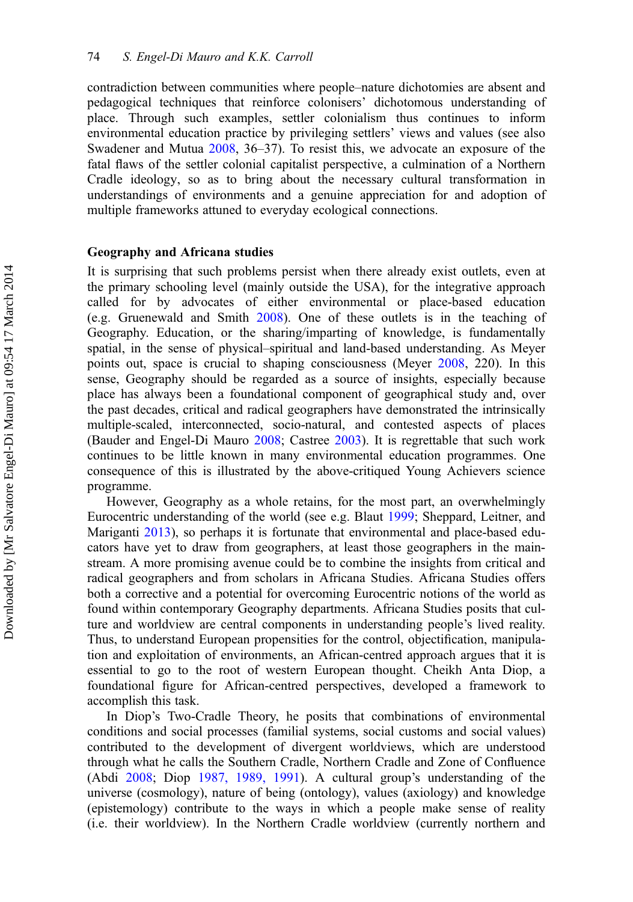contradiction between communities where people–nature dichotomies are absent and pedagogical techniques that reinforce colonisers' dichotomous understanding of place. Through such examples, settler colonialism thus continues to inform environmental education practice by privileging settlers' views and values (see also Swadener and Mutua 2008, 36–37). To resist this, we advocate an exposure of the fatal flaws of the settler colonial capitalist perspective, a culmination of a Northern Cradle ideology, so as to bring about the necessary cultural transformation in understandings of environments and a genuine appreciation for and adoption of multiple frameworks attuned to everyday ecological connections.

## Geography and Africana studies

It is surprising that such problems persist when there already exist outlets, even at the primary schooling level (mainly outside the USA), for the integrative approach called for by advocates of either environmental or place-based education (e.g. Gruenewald and Smith 2008). One of these outlets is in the teaching of Geography. Education, or the sharing/imparting of knowledge, is fundamentally spatial, in the sense of physical–spiritual and land-based understanding. As Meyer points out, space is crucial to shaping consciousness (Meyer 2008, 220). In this sense, Geography should be regarded as a source of insights, especially because place has always been a foundational component of geographical study and, over the past decades, critical and radical geographers have demonstrated the intrinsically multiple-scaled, interconnected, socio-natural, and contested aspects of places (Bauder and Engel-Di Mauro 2008; Castree 2003). It is regrettable that such work continues to be little known in many environmental education programmes. One consequence of this is illustrated by the above-critiqued Young Achievers science programme.

However, Geography as a whole retains, for the most part, an overwhelmingly Eurocentric understanding of the world (see e.g. Blaut 1999; Sheppard, Leitner, and Mariganti 2013), so perhaps it is fortunate that environmental and place-based educators have yet to draw from geographers, at least those geographers in the mainstream. A more promising avenue could be to combine the insights from critical and radical geographers and from scholars in Africana Studies. Africana Studies offers both a corrective and a potential for overcoming Eurocentric notions of the world as found within contemporary Geography departments. Africana Studies posits that culture and worldview are central components in understanding people's lived reality. Thus, to understand European propensities for the control, objectification, manipulation and exploitation of environments, an African-centred approach argues that it is essential to go to the root of western European thought. Cheikh Anta Diop, a foundational figure for African-centred perspectives, developed a framework to accomplish this task.

In Diop's Two-Cradle Theory, he posits that combinations of environmental conditions and social processes (familial systems, social customs and social values) contributed to the development of divergent worldviews, which are understood through what he calls the Southern Cradle, Northern Cradle and Zone of Confluence (Abdi 2008; Diop 1987, 1989, 1991). A cultural group's understanding of the universe (cosmology), nature of being (ontology), values (axiology) and knowledge (epistemology) contribute to the ways in which a people make sense of reality (i.e. their worldview). In the Northern Cradle worldview (currently northern and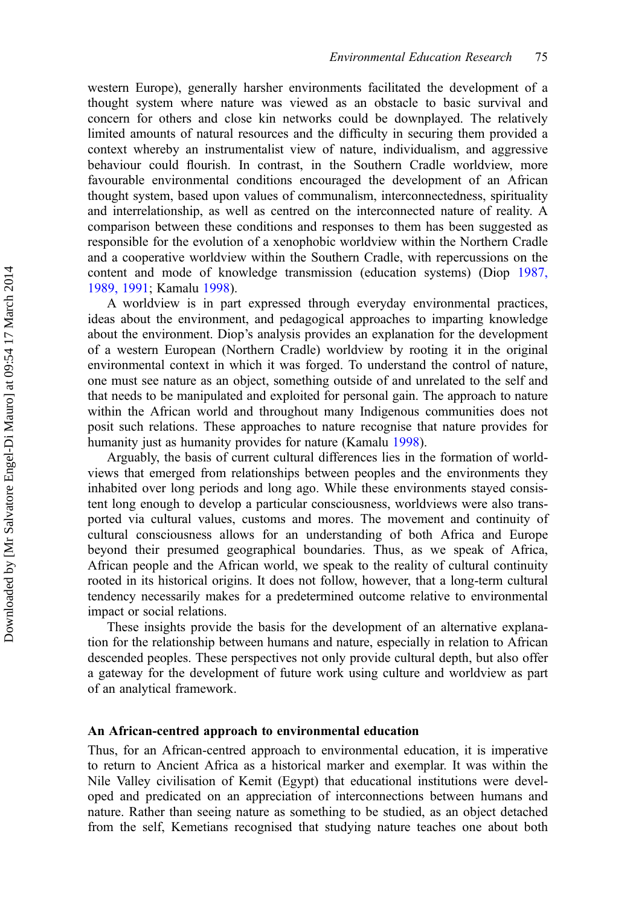western Europe), generally harsher environments facilitated the development of a thought system where nature was viewed as an obstacle to basic survival and concern for others and close kin networks could be downplayed. The relatively limited amounts of natural resources and the difficulty in securing them provided a context whereby an instrumentalist view of nature, individualism, and aggressive behaviour could flourish. In contrast, in the Southern Cradle worldview, more favourable environmental conditions encouraged the development of an African thought system, based upon values of communalism, interconnectedness, spirituality and interrelationship, as well as centred on the interconnected nature of reality. A comparison between these conditions and responses to them has been suggested as responsible for the evolution of a xenophobic worldview within the Northern Cradle and a cooperative worldview within the Southern Cradle, with repercussions on the content and mode of knowledge transmission (education systems) (Diop 1987, 1989, 1991; Kamalu 1998).

A worldview is in part expressed through everyday environmental practices, ideas about the environment, and pedagogical approaches to imparting knowledge about the environment. Diop's analysis provides an explanation for the development of a western European (Northern Cradle) worldview by rooting it in the original environmental context in which it was forged. To understand the control of nature, one must see nature as an object, something outside of and unrelated to the self and that needs to be manipulated and exploited for personal gain. The approach to nature within the African world and throughout many Indigenous communities does not posit such relations. These approaches to nature recognise that nature provides for humanity just as humanity provides for nature (Kamalu 1998).

Arguably, the basis of current cultural differences lies in the formation of worldviews that emerged from relationships between peoples and the environments they inhabited over long periods and long ago. While these environments stayed consistent long enough to develop a particular consciousness, worldviews were also transported via cultural values, customs and mores. The movement and continuity of cultural consciousness allows for an understanding of both Africa and Europe beyond their presumed geographical boundaries. Thus, as we speak of Africa, African people and the African world, we speak to the reality of cultural continuity rooted in its historical origins. It does not follow, however, that a long-term cultural tendency necessarily makes for a predetermined outcome relative to environmental impact or social relations.

These insights provide the basis for the development of an alternative explanation for the relationship between humans and nature, especially in relation to African descended peoples. These perspectives not only provide cultural depth, but also offer a gateway for the development of future work using culture and worldview as part of an analytical framework.

## An African-centred approach to environmental education

Thus, for an African-centred approach to environmental education, it is imperative to return to Ancient Africa as a historical marker and exemplar. It was within the Nile Valley civilisation of Kemit (Egypt) that educational institutions were developed and predicated on an appreciation of interconnections between humans and nature. Rather than seeing nature as something to be studied, as an object detached from the self, Kemetians recognised that studying nature teaches one about both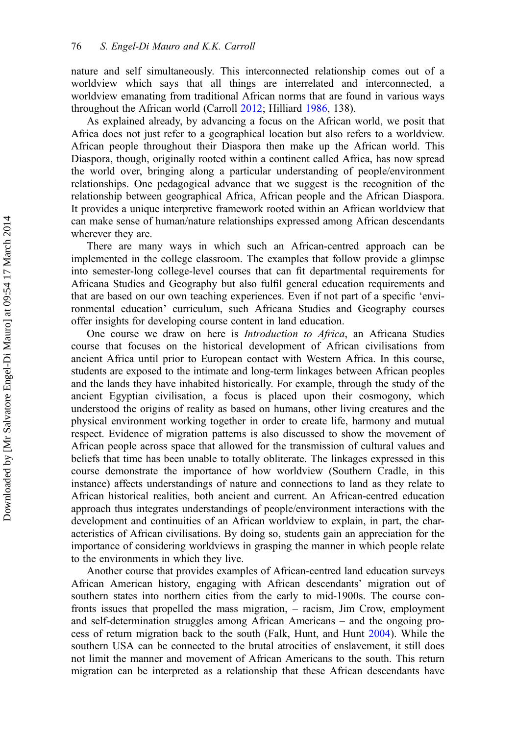nature and self simultaneously. This interconnected relationship comes out of a worldview which says that all things are interrelated and interconnected, a worldview emanating from traditional African norms that are found in various ways throughout the African world (Carroll 2012; Hilliard 1986, 138).

As explained already, by advancing a focus on the African world, we posit that Africa does not just refer to a geographical location but also refers to a worldview. African people throughout their Diaspora then make up the African world. This Diaspora, though, originally rooted within a continent called Africa, has now spread the world over, bringing along a particular understanding of people/environment relationships. One pedagogical advance that we suggest is the recognition of the relationship between geographical Africa, African people and the African Diaspora. It provides a unique interpretive framework rooted within an African worldview that can make sense of human/nature relationships expressed among African descendants wherever they are.

There are many ways in which such an African-centred approach can be implemented in the college classroom. The examples that follow provide a glimpse into semester-long college-level courses that can fit departmental requirements for Africana Studies and Geography but also fulfil general education requirements and that are based on our own teaching experiences. Even if not part of a specific 'environmental education' curriculum, such Africana Studies and Geography courses offer insights for developing course content in land education.

One course we draw on here is *Introduction to Africa*, an Africana Studies course that focuses on the historical development of African civilisations from ancient Africa until prior to European contact with Western Africa. In this course, students are exposed to the intimate and long-term linkages between African peoples and the lands they have inhabited historically. For example, through the study of the ancient Egyptian civilisation, a focus is placed upon their cosmogony, which understood the origins of reality as based on humans, other living creatures and the physical environment working together in order to create life, harmony and mutual respect. Evidence of migration patterns is also discussed to show the movement of African people across space that allowed for the transmission of cultural values and beliefs that time has been unable to totally obliterate. The linkages expressed in this course demonstrate the importance of how worldview (Southern Cradle, in this instance) affects understandings of nature and connections to land as they relate to African historical realities, both ancient and current. An African-centred education approach thus integrates understandings of people/environment interactions with the development and continuities of an African worldview to explain, in part, the characteristics of African civilisations. By doing so, students gain an appreciation for the importance of considering worldviews in grasping the manner in which people relate to the environments in which they live.

Another course that provides examples of African-centred land education surveys African American history, engaging with African descendants' migration out of southern states into northern cities from the early to mid-1900s. The course confronts issues that propelled the mass migration, – racism, Jim Crow, employment and self-determination struggles among African Americans – and the ongoing process of return migration back to the south (Falk, Hunt, and Hunt 2004). While the southern USA can be connected to the brutal atrocities of enslavement, it still does not limit the manner and movement of African Americans to the south. This return migration can be interpreted as a relationship that these African descendants have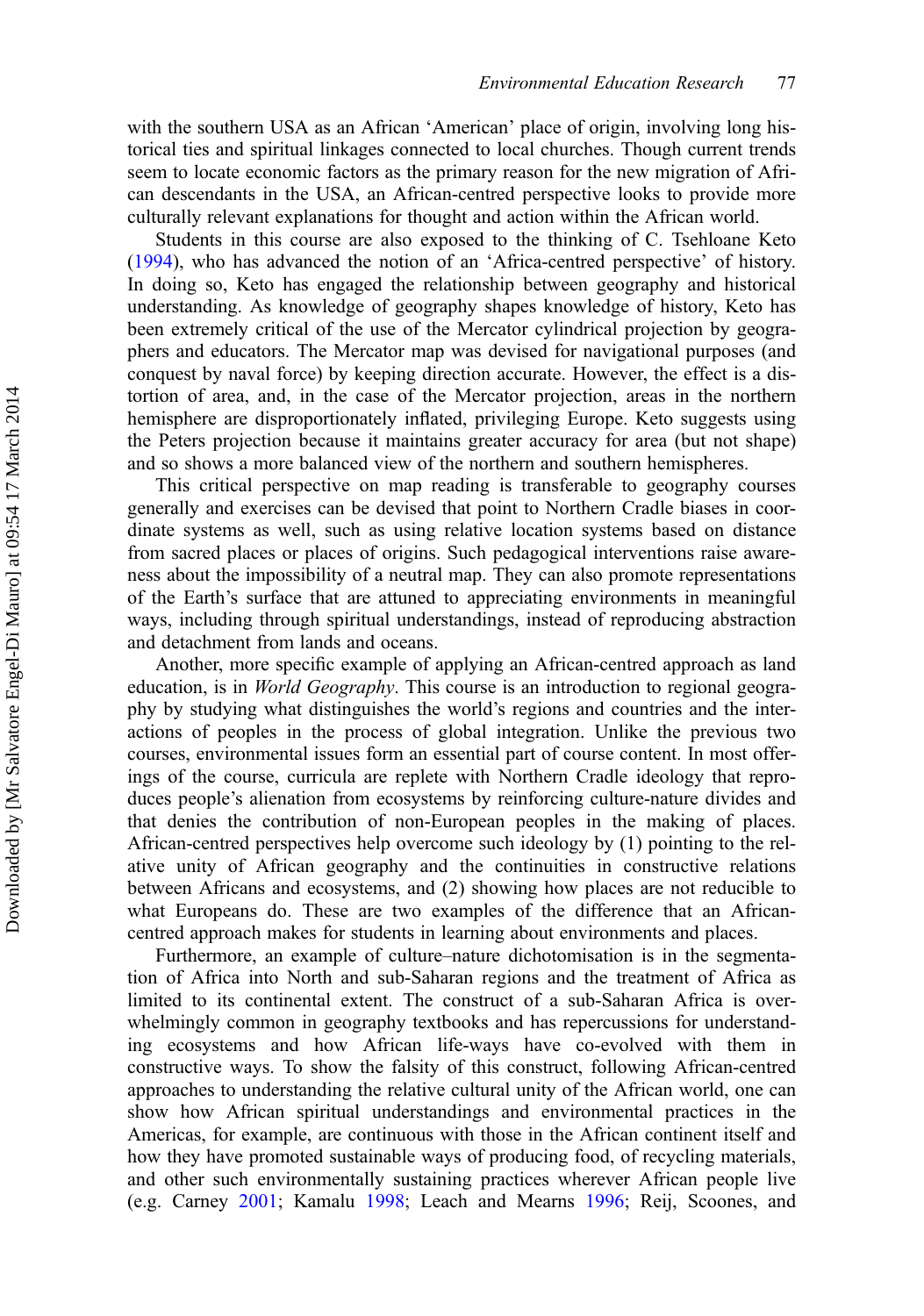with the southern USA as an African 'American' place of origin, involving long historical ties and spiritual linkages connected to local churches. Though current trends seem to locate economic factors as the primary reason for the new migration of African descendants in the USA, an African-centred perspective looks to provide more culturally relevant explanations for thought and action within the African world.

Students in this course are also exposed to the thinking of C. Tsehloane Keto (1994), who has advanced the notion of an 'Africa-centred perspective' of history. In doing so, Keto has engaged the relationship between geography and historical understanding. As knowledge of geography shapes knowledge of history, Keto has been extremely critical of the use of the Mercator cylindrical projection by geographers and educators. The Mercator map was devised for navigational purposes (and conquest by naval force) by keeping direction accurate. However, the effect is a distortion of area, and, in the case of the Mercator projection, areas in the northern hemisphere are disproportionately inflated, privileging Europe. Keto suggests using the Peters projection because it maintains greater accuracy for area (but not shape) and so shows a more balanced view of the northern and southern hemispheres.

This critical perspective on map reading is transferable to geography courses generally and exercises can be devised that point to Northern Cradle biases in coordinate systems as well, such as using relative location systems based on distance from sacred places or places of origins. Such pedagogical interventions raise awareness about the impossibility of a neutral map. They can also promote representations of the Earth's surface that are attuned to appreciating environments in meaningful ways, including through spiritual understandings, instead of reproducing abstraction and detachment from lands and oceans.

Another, more specific example of applying an African-centred approach as land education, is in *World Geography*. This course is an introduction to regional geography by studying what distinguishes the world's regions and countries and the interactions of peoples in the process of global integration. Unlike the previous two courses, environmental issues form an essential part of course content. In most offerings of the course, curricula are replete with Northern Cradle ideology that reproduces people's alienation from ecosystems by reinforcing culture-nature divides and that denies the contribution of non-European peoples in the making of places. African-centred perspectives help overcome such ideology by (1) pointing to the relative unity of African geography and the continuities in constructive relations between Africans and ecosystems, and (2) showing how places are not reducible to what Europeans do. These are two examples of the difference that an African-centred approach makes for students in learning about environments and places.

Furthermore, an example of culture–nature dichotomisation is in the segmentation of Africa into North and sub-Saharan regions and the treatment of Africa as limited to its continental extent. The construct of a sub-Saharan Africa is overwhelmingly common in geography textbooks and has repercussions for understanding ecosystems and how African life-ways have co-evolved with them in constructive ways. To show the falsity of this construct, following African-centred approaches to understanding the relative cultural unity of the African world, one can show how African spiritual understandings and environmental practices in the Americas, for example, are continuous with those in the African continent itself and how they have promoted sustainable ways of producing food, of recycling materials, and other such environmentally sustaining practices wherever African people live (e.g. Carney 2001; Kamalu 1998; Leach and Mearns 1996; Reij, Scoones, and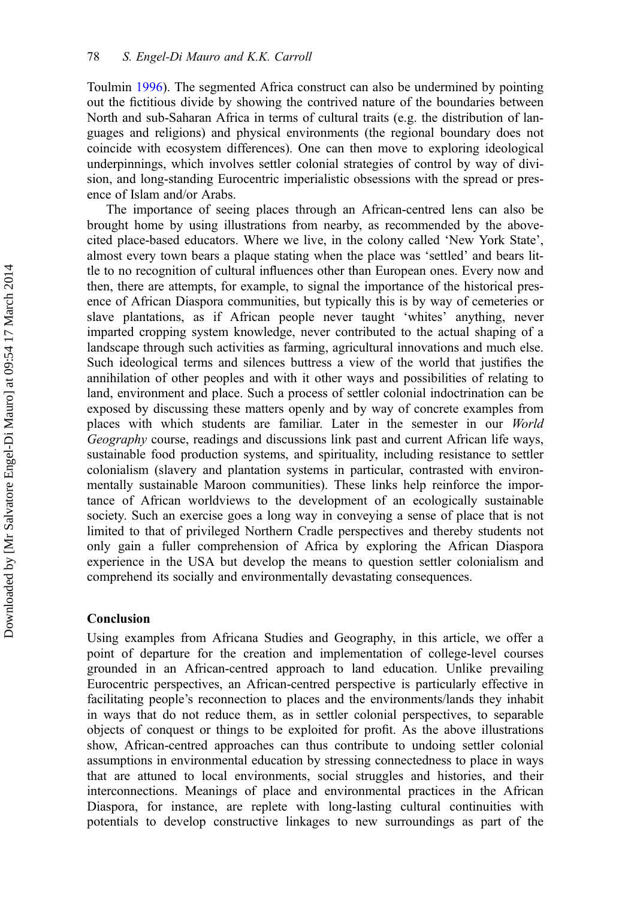Toulmin 1996). The segmented Africa construct can also be undermined by pointing out the fictitious divide by showing the contrived nature of the boundaries between North and sub-Saharan Africa in terms of cultural traits (e.g. the distribution of languages and religions) and physical environments (the regional boundary does not coincide with ecosystem differences). One can then move to exploring ideological underpinnings, which involves settler colonial strategies of control by way of division, and long-standing Eurocentric imperialistic obsessions with the spread or presence of Islam and/or Arabs.

The importance of seeing places through an African-centred lens can also be brought home by using illustrations from nearby, as recommended by the above-cited place-based educators. Where we live, in the colony called 'New York State', almost every town bears a plaque stating when the place was 'settled' and bears little to no recognition of cultural influences other than European ones. Every now and then, there are attempts, for example, to signal the importance of the historical presence of African Diaspora communities, but typically this is by way of cemeteries or slave plantations, as if African people never taught 'whites' anything, never imparted cropping system knowledge, never contributed to the actual shaping of a landscape through such activities as farming, agricultural innovations and much else. Such ideological terms and silences buttress a view of the world that justifies the annihilation of other peoples and with it other ways and possibilities of relating to land, environment and place. Such a process of settler colonial indoctrination can be exposed by discussing these matters openly and by way of concrete examples from places with which students are familiar. Later in the semester in our *World Geography* course, readings and discussions link past and current African life ways, sustainable food production systems, and spirituality, including resistance to settler colonialism (slavery and plantation systems in particular, contrasted with environmentally sustainable Maroon communities). These links help reinforce the importance of African worldviews to the development of an ecologically sustainable society. Such an exercise goes a long way in conveying a sense of place that is not limited to that of privileged Northern Cradle perspectives and thereby students not only gain a fuller comprehension of Africa by exploring the African Diaspora experience in the USA but develop the means to question settler colonialism and comprehend its socially and environmentally devastating consequences.

## Conclusion

Using examples from Africana Studies and Geography, in this article, we offer a point of departure for the creation and implementation of college-level courses grounded in an African-centred approach to land education. Unlike prevailing Eurocentric perspectives, an African-centred perspective is particularly effective in facilitating people's reconnection to places and the environments/lands they inhabit in ways that do not reduce them, as in settler colonial perspectives, to separable objects of conquest or things to be exploited for profit. As the above illustrations show, African-centred approaches can thus contribute to undoing settler colonial assumptions in environmental education by stressing connectedness to place in ways that are attuned to local environments, social struggles and histories, and their interconnections. Meanings of place and environmental practices in the African Diaspora, for instance, are replete with long-lasting cultural continuities with potentials to develop constructive linkages to new surroundings as part of the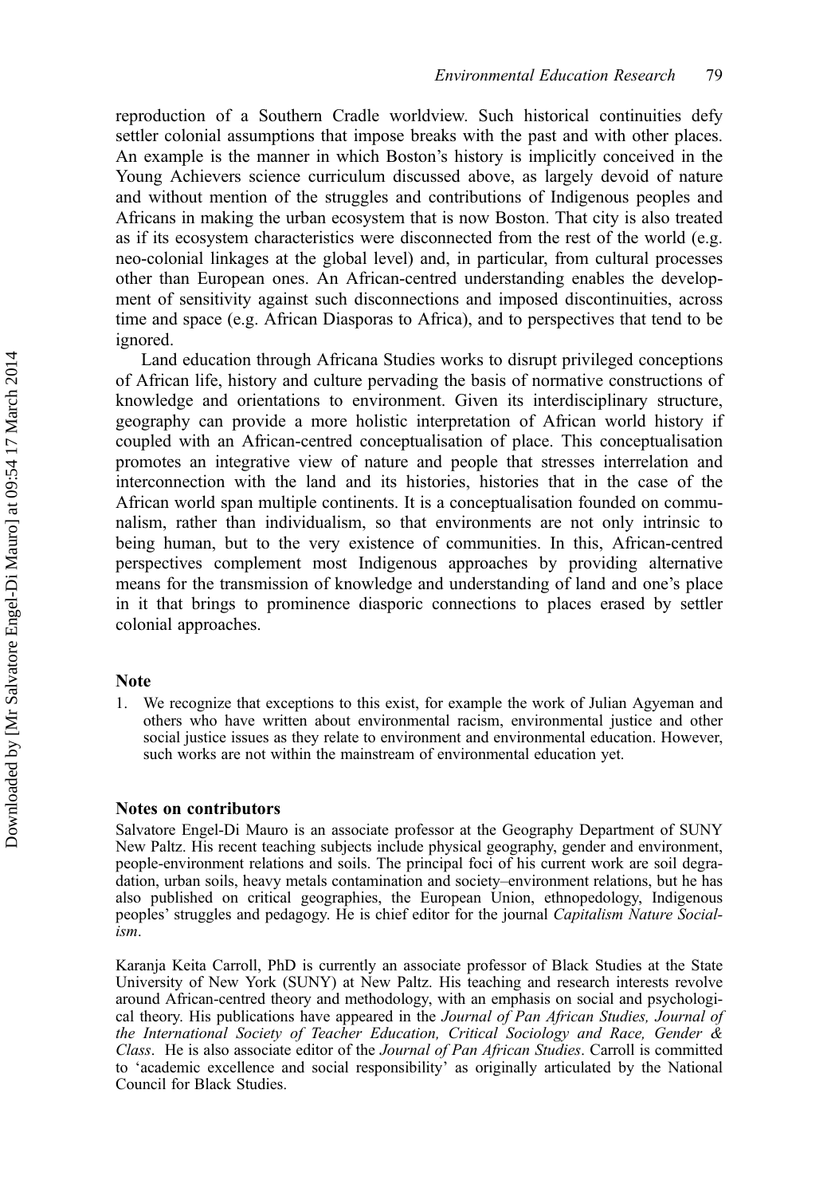reproduction of a Southern Cradle worldview. Such historical continuities defy settler colonial assumptions that impose breaks with the past and with other places. An example is the manner in which Boston's history is implicitly conceived in the Young Achievers science curriculum discussed above, as largely devoid of nature and without mention of the struggles and contributions of Indigenous peoples and Africans in making the urban ecosystem that is now Boston. That city is also treated as if its ecosystem characteristics were disconnected from the rest of the world (e.g. neo-colonial linkages at the global level) and, in particular, from cultural processes other than European ones. An African-centred understanding enables the development of sensitivity against such disconnections and imposed discontinuities, across time and space (e.g. African Diasporas to Africa), and to perspectives that tend to be ignored.

Land education through Africana Studies works to disrupt privileged conceptions of African life, history and culture pervading the basis of normative constructions of knowledge and orientations to environment. Given its interdisciplinary structure, geography can provide a more holistic interpretation of African world history if coupled with an African-centred conceptualisation of place. This conceptualisation promotes an integrative view of nature and people that stresses interrelation and interconnection with the land and its histories, histories that in the case of the African world span multiple continents. It is a conceptualisation founded on communalism, rather than individualism, so that environments are not only intrinsic to being human, but to the very existence of communities. In this, African-centred perspectives complement most Indigenous approaches by providing alternative means for the transmission of knowledge and understanding of land and one's place in it that brings to prominence diasporic connections to places erased by settler colonial approaches.

## Note

1. We recognize that exceptions to this exist, for example the work of Julian Agyeman and others who have written about environmental racism, environmental justice and other social justice issues as they relate to environment and environmental education. However, such works are not within the mainstream of environmental education yet.

## Notes on contributors

Salvatore Engel-Di Mauro is an associate professor at the Geography Department of SUNY New Paltz. His recent teaching subjects include physical geography, gender and environment, people-environment relations and soils. The principal foci of his current work are soil degradation, urban soils, heavy metals contamination and society–environment relations, but he has also published on critical geographies, the European Union, ethnopedology, Indigenous peoples' struggles and pedagogy. He is chief editor for the journal *Capitalism Nature Socialism*.

Karanja Keita Carroll, PhD is currently an associate professor of Black Studies at the State University of New York (SUNY) at New Paltz. His teaching and research interests revolve around African-centred theory and methodology, with an emphasis on social and psychological theory. His publications have appeared in the *Journal of Pan African Studies, Journal of the International Society of Teacher Education, Critical Sociology and Race, Gender & Class*. He is also associate editor of the *Journal of Pan African Studies*. Carroll is committed to 'academic excellence and social responsibility' as originally articulated by the National Council for Black Studies.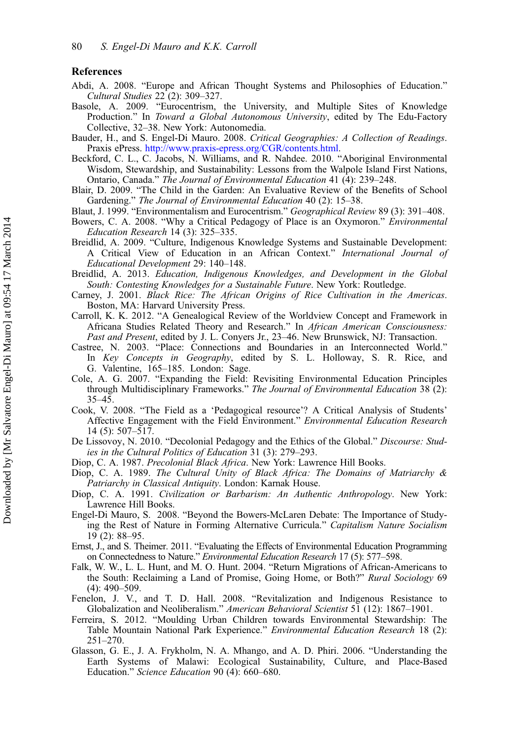## References

Abdi, A. 2008. "Europe and African Thought Systems and Philosophies of Education." *Cultural Studies* 22 (2): 309–327.

Basole, A. 2009. "Eurocentrism, the University, and Multiple Sites of Knowledge Production." In *Toward a Global Autonomous University*, edited by The Edu-Factory Collective, 32–38. New York: Autonomedia.

Bauder, H., and S. Engel-Di Mauro. 2008. *Critical Geographies: A Collection of Readings*. Praxis ePress. http://www.praxis-epress.org/CGR/contents.html.

Beckford, C. L., C. Jacobs, N. Williams, and R. Nahdee. 2010. "Aboriginal Environmental Wisdom, Stewardship, and Sustainability: Lessons from the Walpole Island First Nations, Ontario, Canada." *The Journal of Environmental Education* 41 (4): 239–248.

Blair, D. 2009. "The Child in the Garden: An Evaluative Review of the Benefits of School Gardening." *The Journal of Environmental Education* 40 (2): 15–38.

Blaut, J. 1999. "Environmentalism and Eurocentrism." *Geographical Review* 89 (3): 391–408.

Bowers, C. A. 2008. "Why a Critical Pedagogy of Place is an Oxymoron." *Environmental Education Research* 14 (3): 325–335.

Breidlid, A. 2009. "Culture, Indigenous Knowledge Systems and Sustainable Development: A Critical View of Education in an African Context." *International Journal of Educational Development* 29: 140–148.

Breidlid, A. 2013. *Education, Indigenous Knowledges, and Development in the Global South: Contesting Knowledges for a Sustainable Future*. New York: Routledge.

Carney, J. 2001. *Black Rice: The African Origins of Rice Cultivation in the Americas*. Boston, MA: Harvard University Press.

Carroll, K. K. 2012. "A Genealogical Review of the Worldview Concept and Framework in Africana Studies Related Theory and Research." In *African American Consciousness: Past and Present*, edited by J. L. Conyers Jr., 23–46. New Brunswick, NJ: Transaction.

Castree, N. 2003. "Place: Connections and Boundaries in an Interconnected World." In *Key Concepts in Geography*, edited by S. L. Holloway, S. R. Rice, and G. Valentine, 165–185. London: Sage.

Cole, A. G. 2007. "Expanding the Field: Revisiting Environmental Education Principles through Multidisciplinary Frameworks." *The Journal of Environmental Education* 38 (2): 35–45.

Cook, V. 2008. "The Field as a 'Pedagogical resource'? A Critical Analysis of Students' Affective Engagement with the Field Environment." *Environmental Education Research* 14 (5): 507–517.

De Lissovoy, N. 2010. "Decolonial Pedagogy and the Ethics of the Global." *Discourse: Studies in the Cultural Politics of Education* 31 (3): 279–293.

Diop, C. A. 1987. *Precolonial Black Africa*. New York: Lawrence Hill Books.

Diop, C. A. 1989. *The Cultural Unity of Black Africa: The Domains of Matriarchy & Patriarchy in Classical Antiquity*. London: Karnak House.

Diop, C. A. 1991. *Civilization or Barbarism: An Authentic Anthropology*. New York: Lawrence Hill Books.

Engel-Di Mauro, S. 2008. "Beyond the Bowers-McLaren Debate: The Importance of Studying the Rest of Nature in Forming Alternative Curricula." *Capitalism Nature Socialism* 19 (2): 88–95.

Ernst, J., and S. Theimer. 2011. "Evaluating the Effects of Environmental Education Programming on Connectedness to Nature." *Environmental Education Research* 17 (5): 577–598.

Falk, W. W., L. L. Hunt, and M. O. Hunt. 2004. "Return Migrations of African-Americans to the South: Reclaiming a Land of Promise, Going Home, or Both?" *Rural Sociology* 69 (4): 490–509.

Fenelon, J. V., and T. D. Hall. 2008. "Revitalization and Indigenous Resistance to Globalization and Neoliberalism." *American Behavioral Scientist* 51 (12): 1867–1901.

Ferreira, S. 2012. "Moulding Urban Children towards Environmental Stewardship: The Table Mountain National Park Experience." *Environmental Education Research* 18 (2): 251–270.

Glasson, G. E., J. A. Frykholm, N. A. Mhango, and A. D. Phiri. 2006. "Understanding the Earth Systems of Malawi: Ecological Sustainability, Culture, and Place-Based Education." *Science Education* 90 (4): 660–680.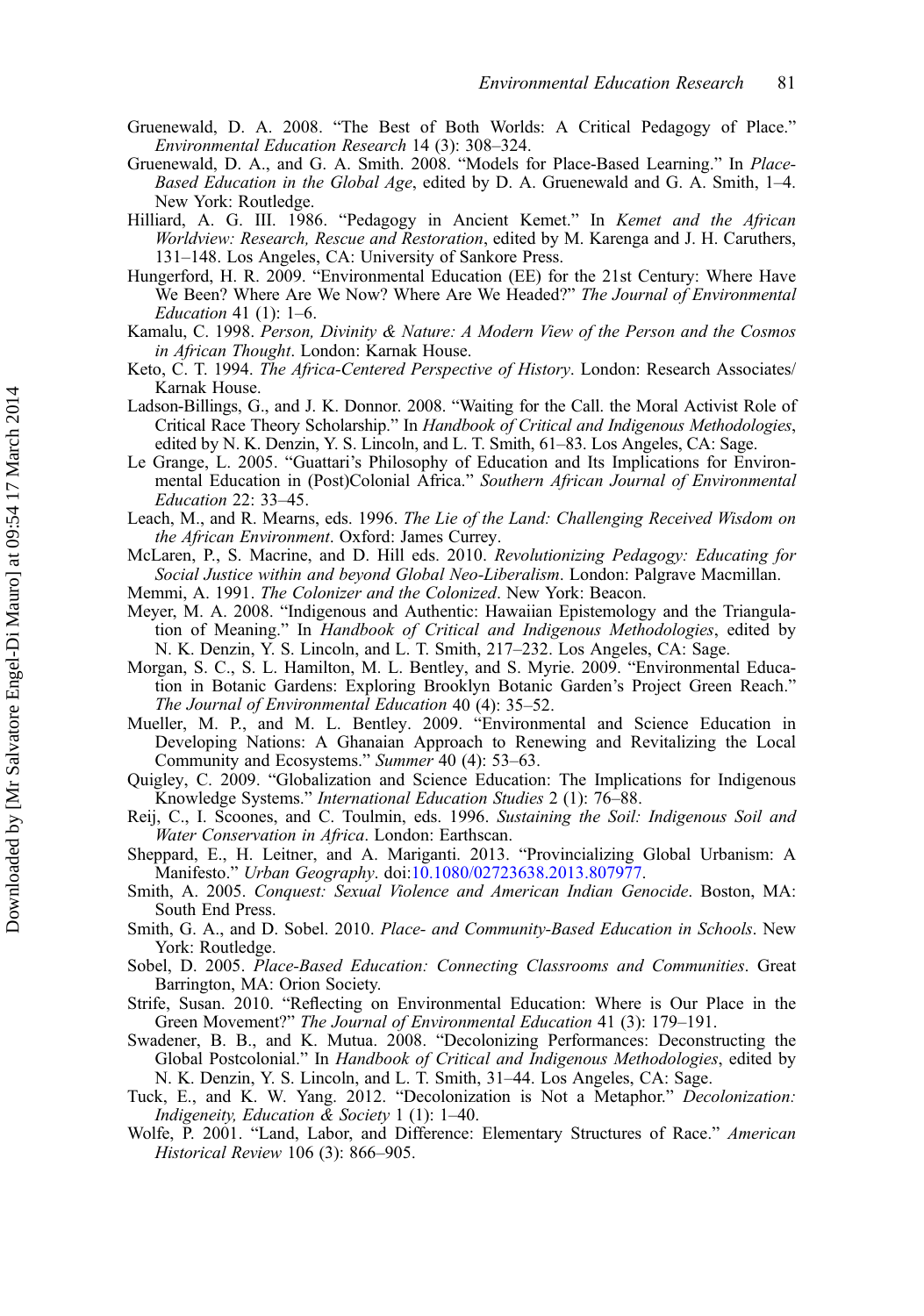Gruenewald, D. A. 2008. "The Best of Both Worlds: A Critical Pedagogy of Place." *Environmental Education Research* 14 (3): 308–324.

Gruenewald, D. A., and G. A. Smith. 2008. "Models for Place-Based Learning." In *Place-Based Education in the Global Age*, edited by D. A. Gruenewald and G. A. Smith, 1–4. New York: Routledge.

Hilliard, A. G. III. 1986. "Pedagogy in Ancient Kemet." In *Kemet and the African Worldview: Research, Rescue and Restoration*, edited by M. Karenga and J. H. Caruthers, 131–148. Los Angeles, CA: University of Sankore Press.

Hungerford, H. R. 2009. "Environmental Education (EE) for the 21st Century: Where Have We Been? Where Are We Now? Where Are We Headed?" *The Journal of Environmental Education* 41 (1): 1–6.

Kamalu, C. 1998. *Person, Divinity & Nature: A Modern View of the Person and the Cosmos in African Thought*. London: Karnak House.

Keto, C. T. 1994. *The Africa-Centered Perspective of History*. London: Research Associates/Karnak House.

Ladson-Billings, G., and J. K. Donnor. 2008. "Waiting for the Call. the Moral Activist Role of Critical Race Theory Scholarship." In *Handbook of Critical and Indigenous Methodologies*, edited by N. K. Denzin, Y. S. Lincoln, and L. T. Smith, 61–83. Los Angeles, CA: Sage.

Le Grange, L. 2005. "Guattari's Philosophy of Education and Its Implications for Environmental Education in (Post)Colonial Africa." *Southern African Journal of Environmental Education* 22: 33–45.

Leach, M., and R. Mearns, eds. 1996. *The Lie of the Land: Challenging Received Wisdom on the African Environment*. Oxford: James Currey.

McLaren, P., S. Macrine, and D. Hill eds. 2010. *Revolutionizing Pedagogy: Educating for Social Justice within and beyond Global Neo-Liberalism*. London: Palgrave Macmillan.

Memmi, A. 1991. *The Colonizer and the Colonized*. New York: Beacon.

Meyer, M. A. 2008. "Indigenous and Authentic: Hawaiian Epistemology and the Triangulation of Meaning." In *Handbook of Critical and Indigenous Methodologies*, edited by N. K. Denzin, Y. S. Lincoln, and L. T. Smith, 217–232. Los Angeles, CA: Sage.

Morgan, S. C., S. L. Hamilton, M. L. Bentley, and S. Myrie. 2009. "Environmental Education in Botanic Gardens: Exploring Brooklyn Botanic Garden's Project Green Reach." *The Journal of Environmental Education* 40 (4): 35–52.

Mueller, M. P., and M. L. Bentley. 2009. "Environmental and Science Education in Developing Nations: A Ghanaian Approach to Renewing and Revitalizing the Local Community and Ecosystems." *Summer* 40 (4): 53–63.

Quigley, C. 2009. "Globalization and Science Education: The Implications for Indigenous Knowledge Systems." *International Education Studies* 2 (1): 76–88.

Reij, C., I. Scoones, and C. Toulmin, eds. 1996. *Sustaining the Soil: Indigenous Soil and Water Conservation in Africa*. London: Earthscan.

Sheppard, E., H. Leitner, and A. Mariganti. 2013. "Provincializing Global Urbanism: A Manifesto." *Urban Geography*. doi:10.1080/02723638.2013.807977.

Smith, A. 2005. *Conquest: Sexual Violence and American Indian Genocide*. Boston, MA: South End Press.

Smith, G. A., and D. Sobel. 2010. *Place- and Community-Based Education in Schools*. New York: Routledge.

Sobel, D. 2005. *Place-Based Education: Connecting Classrooms and Communities*. Great Barrington, MA: Orion Society.

Strife, Susan. 2010. "Reflecting on Environmental Education: Where is Our Place in the Green Movement?" *The Journal of Environmental Education* 41 (3): 179–191.

Swadener, B. B., and K. Mutua. 2008. "Decolonizing Performances: Deconstructing the Global Postcolonial." In *Handbook of Critical and Indigenous Methodologies*, edited by N. K. Denzin, Y. S. Lincoln, and L. T. Smith, 31–44. Los Angeles, CA: Sage.

Tuck, E., and K. W. Yang. 2012. "Decolonization is Not a Metaphor." *Decolonization: Indigeneity, Education & Society* 1 (1): 1–40.

Wolfe, P. 2001. "Land, Labor, and Difference: Elementary Structures of Race." *American Historical Review* 106 (3): 866–905.